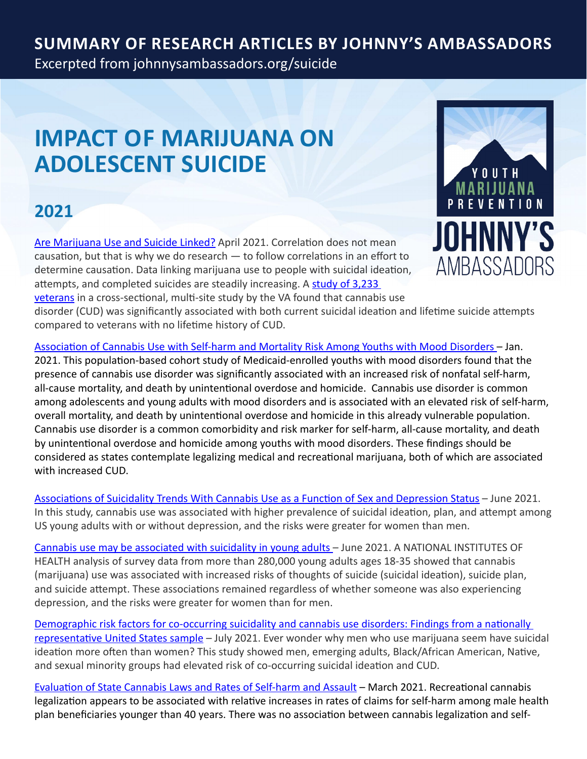# SUMMARY OF RESEARCH ARTICLES BY JOHNNY'S AMBASSADORS

Excerpted from johnnysambassadors.org/suicide

# IMPACT OF MARIJUANA ON ADOLESCENT SUICIDE

YOUTH MARIJUANA PREVENTION

JOHNNY'S AMBASSADORS

## 2021

Are Marijuana Use and Suicide Linked? April 2021. Correlation does not mean causation, but that is why we do research — to follow correlations in an effort to determine causation. Data linking marijuana use to people with suicidal ideation, attempts, and completed suicides are steadily increasing. A study of 3,233 veterans in a cross-sectional, multi-site study by the VA found that cannabis use disorder (CUD) was significantly associated with both current suicidal ideation and lifetime suicide attempts compared to veterans with no lifetime history of CUD.

Association of Cannabis Use with Self-harm and Mortality Risk Among Youths with Mood Disorders – Jan. 2021. This population-based cohort study of Medicaid-enrolled youths with mood disorders found that the presence of cannabis use disorder was significantly associated with an increased risk of nonfatal self-harm, all-cause mortality, and death by unintentional overdose and homicide. Cannabis use disorder is common among adolescents and young adults with mood disorders and is associated with an elevated risk of self-harm, overall mortality, and death by unintentional overdose and homicide in this already vulnerable population. Cannabis use disorder is a common comorbidity and risk marker for self-harm, all-cause mortality, and death by unintentional overdose and homicide among youths with mood disorders. These findings should be considered as states contemplate legalizing medical and recreational marijuana, both of which are associated with increased CUD.

Associations of Suicidality Trends With Cannabis Use as a Function of Sex and Depression Status – June 2021. In this study, cannabis use was associated with higher prevalence of suicidal ideation, plan, and attempt among US young adults with or without depression, and the risks were greater for women than men.

Cannabis use may be associated with suicidality in young adults – June 2021. A NATIONAL INSTITUTES OF HEALTH analysis of survey data from more than 280,000 young adults ages 18-35 showed that cannabis (marijuana) use was associated with increased risks of thoughts of suicide (suicidal ideation), suicide plan, and suicide attempt. These associations remained regardless of whether someone was also experiencing depression, and the risks were greater for women than for men.

Demographic risk factors for co-occurring suicidality and cannabis use disorders: Findings from a nationally representative United States sample – July 2021. Ever wonder why men who use marijuana seem have suicidal ideation more often than women? This study showed men, emerging adults, Black/African American, Native, and sexual minority groups had elevated risk of co-occurring suicidal ideation and CUD.

Evaluation of State Cannabis Laws and Rates of Self-harm and Assault – March 2021. Recreational cannabis legalization appears to be associated with relative increases in rates of claims for self-harm among male health plan beneficiaries younger than 40 years. There was no association between cannabis legalization and self-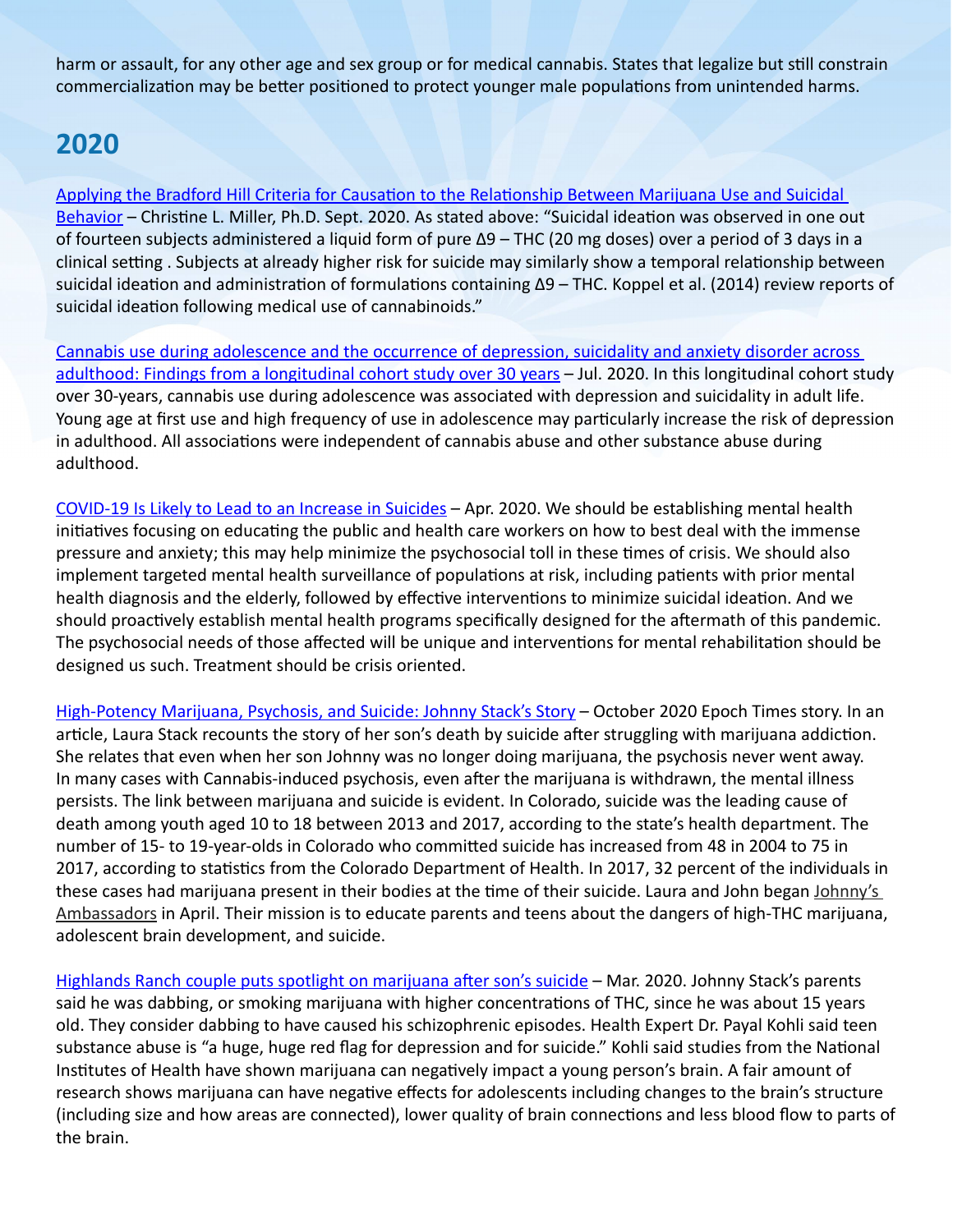harm or assault, for any other age and sex group or for medical cannabis. States that legalize but still constrain commercialization may be better positioned to protect younger male populations from unintended harms.

## 2020

[Applying the Bradford Hill Criteria for Causation to the Relationship Between Marijuana Use and Suicidal Behavior] – Christine L. Miller, Ph.D. Sept. 2020. As stated above: "Suicidal ideation was observed in one out of fourteen subjects administered a liquid form of pure Δ9 – THC (20 mg doses) over a period of 3 days in a clinical setting . Subjects at already higher risk for suicide may similarly show a temporal relationship between suicidal ideation and administration of formulations containing Δ9 – THC. Koppel et al. (2014) review reports of suicidal ideation following medical use of cannabinoids."

[Cannabis use during adolescence and the occurrence of depression, suicidality and anxiety disorder across adulthood: Findings from a longitudinal cohort study over 30 years] – Jul. 2020. In this longitudinal cohort study over 30-years, cannabis use during adolescence was associated with depression and suicidality in adult life. Young age at first use and high frequency of use in adolescence may particularly increase the risk of depression in adulthood. All associations were independent of cannabis abuse and other substance abuse during adulthood.

[COVID-19 Is Likely to Lead to an Increase in Suicides] – Apr. 2020. We should be establishing mental health initiatives focusing on educating the public and health care workers on how to best deal with the immense pressure and anxiety; this may help minimize the psychosocial toll in these times of crisis. We should also implement targeted mental health surveillance of populations at risk, including patients with prior mental health diagnosis and the elderly, followed by effective interventions to minimize suicidal ideation. And we should proactively establish mental health programs specifically designed for the aftermath of this pandemic. The psychosocial needs of those affected will be unique and interventions for mental rehabilitation should be designed us such. Treatment should be crisis oriented.

[High-Potency Marijuana, Psychosis, and Suicide: Johnny Stack's Story] – October 2020 Epoch Times story. In an article, Laura Stack recounts the story of her son's death by suicide after struggling with marijuana addiction. She relates that even when her son Johnny was no longer doing marijuana, the psychosis never went away. In many cases with Cannabis-induced psychosis, even after the marijuana is withdrawn, the mental illness persists. The link between marijuana and suicide is evident. In Colorado, suicide was the leading cause of death among youth aged 10 to 18 between 2013 and 2017, according to the state's health department. The number of 15- to 19-year-olds in Colorado who committed suicide has increased from 48 in 2004 to 75 in 2017, according to statistics from the Colorado Department of Health. In 2017, 32 percent of the individuals in these cases had marijuana present in their bodies at the time of their suicide. Laura and John began [Johnny's Ambassadors] in April. Their mission is to educate parents and teens about the dangers of high-THC marijuana, adolescent brain development, and suicide.

[Highlands Ranch couple puts spotlight on marijuana after son's suicide] – Mar. 2020. Johnny Stack's parents said he was dabbing, or smoking marijuana with higher concentrations of THC, since he was about 15 years old. They consider dabbing to have caused his schizophrenic episodes. Health Expert Dr. Payal Kohli said teen substance abuse is "a huge, huge red flag for depression and for suicide." Kohli said studies from the National Institutes of Health have shown marijuana can negatively impact a young person's brain. A fair amount of research shows marijuana can have negative effects for adolescents including changes to the brain's structure (including size and how areas are connected), lower quality of brain connections and less blood flow to parts of the brain.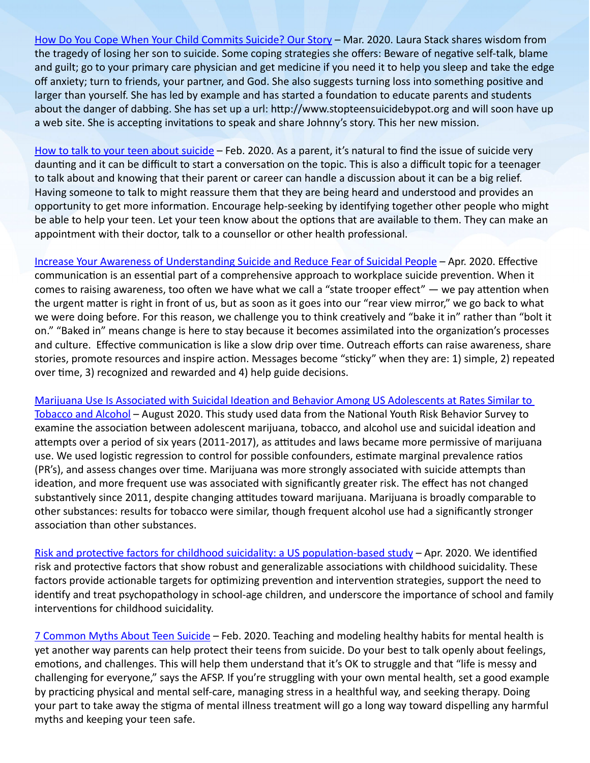How Do You Cope When Your Child Commits Suicide? Our Story – Mar. 2020. Laura Stack shares wisdom from the tragedy of losing her son to suicide. Some coping strategies she offers: Beware of negative self-talk, blame and guilt; go to your primary care physician and get medicine if you need it to help you sleep and take the edge off anxiety; turn to friends, your partner, and God. She also suggests turning loss into something positive and larger than yourself. She has led by example and has started a foundation to educate parents and students about the danger of dabbing. She has set up a url: http://www.stopteensuicidebypot.org and will soon have up a web site. She is accepting invitations to speak and share Johnny's story. This her new mission.

How to talk to your teen about suicide – Feb. 2020. As a parent, it's natural to find the issue of suicide very daunting and it can be difficult to start a conversation on the topic. This is also a difficult topic for a teenager to talk about and knowing that their parent or career can handle a discussion about it can be a big relief. Having someone to talk to might reassure them that they are being heard and understood and provides an opportunity to get more information. Encourage help-seeking by identifying together other people who might be able to help your teen. Let your teen know about the options that are available to them. They can make an appointment with their doctor, talk to a counsellor or other health professional.

Increase Your Awareness of Understanding Suicide and Reduce Fear of Suicidal People – Apr. 2020. Effective communication is an essential part of a comprehensive approach to workplace suicide prevention. When it comes to raising awareness, too often we have what we call a "state trooper effect" — we pay attention when the urgent matter is right in front of us, but as soon as it goes into our "rear view mirror," we go back to what we were doing before. For this reason, we challenge you to think creatively and "bake it in" rather than "bolt it on." "Baked in" means change is here to stay because it becomes assimilated into the organization's processes and culture. Effective communication is like a slow drip over time. Outreach efforts can raise awareness, share stories, promote resources and inspire action. Messages become "sticky" when they are: 1) simple, 2) repeated over time, 3) recognized and rewarded and 4) help guide decisions.

Marijuana Use Is Associated with Suicidal Ideation and Behavior Among US Adolescents at Rates Similar to Tobacco and Alcohol – August 2020. This study used data from the National Youth Risk Behavior Survey to examine the association between adolescent marijuana, tobacco, and alcohol use and suicidal ideation and attempts over a period of six years (2011-2017), as attitudes and laws became more permissive of marijuana use. We used logistic regression to control for possible confounders, estimate marginal prevalence ratios (PR's), and assess changes over time. Marijuana was more strongly associated with suicide attempts than ideation, and more frequent use was associated with significantly greater risk. The effect has not changed substantively since 2011, despite changing attitudes toward marijuana. Marijuana is broadly comparable to other substances: results for tobacco were similar, though frequent alcohol use had a significantly stronger association than other substances.

Risk and protective factors for childhood suicidality: a US population-based study – Apr. 2020. We identified risk and protective factors that show robust and generalizable associations with childhood suicidality. These factors provide actionable targets for optimizing prevention and intervention strategies, support the need to identify and treat psychopathology in school-age children, and underscore the importance of school and family interventions for childhood suicidality.

7 Common Myths About Teen Suicide – Feb. 2020. Teaching and modeling healthy habits for mental health is yet another way parents can help protect their teens from suicide. Do your best to talk openly about feelings, emotions, and challenges. This will help them understand that it's OK to struggle and that "life is messy and challenging for everyone," says the AFSP. If you're struggling with your own mental health, set a good example by practicing physical and mental self-care, managing stress in a healthful way, and seeking therapy. Doing your part to take away the stigma of mental illness treatment will go a long way toward dispelling any harmful myths and keeping your teen safe.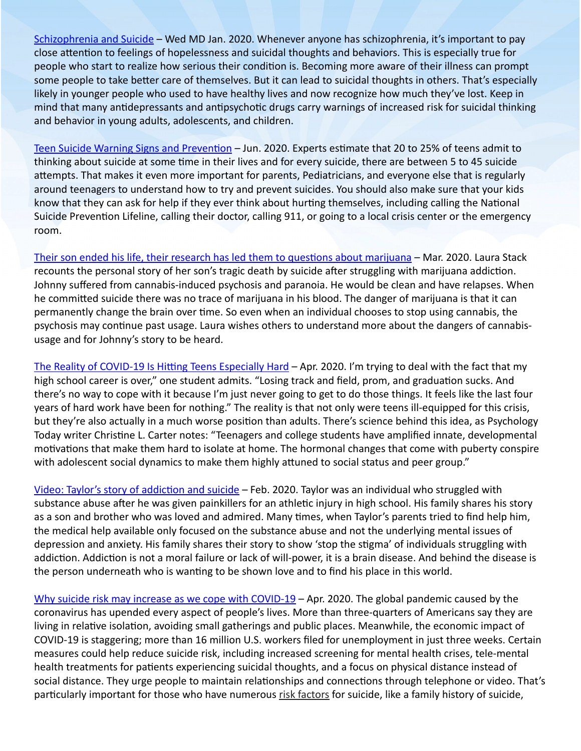[Schizophrenia and Suicide] – Wed MD Jan. 2020. Whenever anyone has schizophrenia, it's important to pay close attention to feelings of hopelessness and suicidal thoughts and behaviors. This is especially true for people who start to realize how serious their condition is. Becoming more aware of their illness can prompt some people to take better care of themselves. But it can lead to suicidal thoughts in others. That's especially likely in younger people who used to have healthy lives and now recognize how much they've lost. Keep in mind that many antidepressants and antipsychotic drugs carry warnings of increased risk for suicidal thinking and behavior in young adults, adolescents, and children.

[Teen Suicide Warning Signs and Prevention] – Jun. 2020. Experts estimate that 20 to 25% of teens admit to thinking about suicide at some time in their lives and for every suicide, there are between 5 to 45 suicide attempts. That makes it even more important for parents, Pediatricians, and everyone else that is regularly around teenagers to understand how to try and prevent suicides. You should also make sure that your kids know that they can ask for help if they ever think about hurting themselves, including calling the National Suicide Prevention Lifeline, calling their doctor, calling 911, or going to a local crisis center or the emergency room.

[Their son ended his life, their research has led them to questions about marijuana] – Mar. 2020. Laura Stack recounts the personal story of her son's tragic death by suicide after struggling with marijuana addiction. Johnny suffered from cannabis-induced psychosis and paranoia. He would be clean and have relapses. When he committed suicide there was no trace of marijuana in his blood. The danger of marijuana is that it can permanently change the brain over time. So even when an individual chooses to stop using cannabis, the psychosis may continue past usage. Laura wishes others to understand more about the dangers of cannabis-usage and for Johnny's story to be heard.

[The Reality of COVID-19 Is Hitting Teens Especially Hard] – Apr. 2020. I'm trying to deal with the fact that my high school career is over," one student admits. "Losing track and field, prom, and graduation sucks. And there's no way to cope with it because I'm just never going to get to do those things. It feels like the last four years of hard work have been for nothing." The reality is that not only were teens ill-equipped for this crisis, but they're also actually in a much worse position than adults. There's science behind this idea, as Psychology Today writer Christine L. Carter notes: "Teenagers and college students have amplified innate, developmental motivations that make them hard to isolate at home. The hormonal changes that come with puberty conspire with adolescent social dynamics to make them highly attuned to social status and peer group."

[Video: Taylor's story of addiction and suicide] – Feb. 2020. Taylor was an individual who struggled with substance abuse after he was given painkillers for an athletic injury in high school. His family shares his story as a son and brother who was loved and admired. Many times, when Taylor's parents tried to find help him, the medical help available only focused on the substance abuse and not the underlying mental issues of depression and anxiety. His family shares their story to show 'stop the stigma' of individuals struggling with addiction. Addiction is not a moral failure or lack of will-power, it is a brain disease. And behind the disease is the person underneath who is wanting to be shown love and to find his place in this world.

[Why suicide risk may increase as we cope with COVID-19] – Apr. 2020. The global pandemic caused by the coronavirus has upended every aspect of people's lives. More than three-quarters of Americans say they are living in relative isolation, avoiding small gatherings and public places. Meanwhile, the economic impact of COVID-19 is staggering; more than 16 million U.S. workers filed for unemployment in just three weeks. Certain measures could help reduce suicide risk, including increased screening for mental health crises, tele-mental health treatments for patients experiencing suicidal thoughts, and a focus on physical distance instead of social distance. They urge people to maintain relationships and connections through telephone or video. That's particularly important for those who have numerous risk factors for suicide, like a family history of suicide,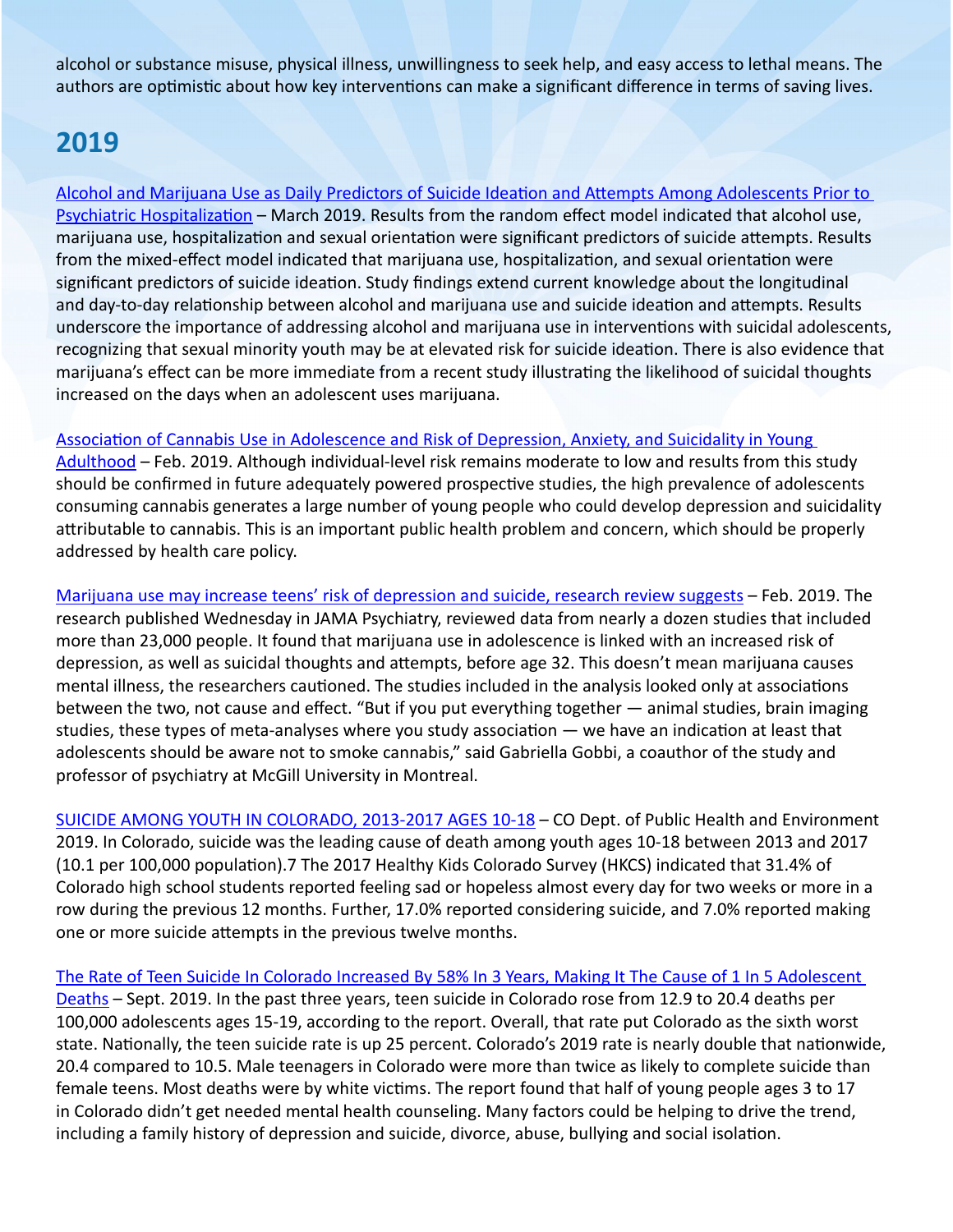alcohol or substance misuse, physical illness, unwillingness to seek help, and easy access to lethal means. The authors are optimistic about how key interventions can make a significant difference in terms of saving lives.

## 2019

Alcohol and Marijuana Use as Daily Predictors of Suicide Ideation and Attempts Among Adolescents Prior to Psychiatric Hospitalization – March 2019. Results from the random effect model indicated that alcohol use, marijuana use, hospitalization and sexual orientation were significant predictors of suicide attempts. Results from the mixed-effect model indicated that marijuana use, hospitalization, and sexual orientation were significant predictors of suicide ideation. Study findings extend current knowledge about the longitudinal and day-to-day relationship between alcohol and marijuana use and suicide ideation and attempts. Results underscore the importance of addressing alcohol and marijuana use in interventions with suicidal adolescents, recognizing that sexual minority youth may be at elevated risk for suicide ideation. There is also evidence that marijuana's effect can be more immediate from a recent study illustrating the likelihood of suicidal thoughts increased on the days when an adolescent uses marijuana.

Association of Cannabis Use in Adolescence and Risk of Depression, Anxiety, and Suicidality in Young Adulthood – Feb. 2019. Although individual-level risk remains moderate to low and results from this study should be confirmed in future adequately powered prospective studies, the high prevalence of adolescents consuming cannabis generates a large number of young people who could develop depression and suicidality attributable to cannabis. This is an important public health problem and concern, which should be properly addressed by health care policy.

Marijuana use may increase teens' risk of depression and suicide, research review suggests – Feb. 2019. The research published Wednesday in JAMA Psychiatry, reviewed data from nearly a dozen studies that included more than 23,000 people. It found that marijuana use in adolescence is linked with an increased risk of depression, as well as suicidal thoughts and attempts, before age 32. This doesn't mean marijuana causes mental illness, the researchers cautioned. The studies included in the analysis looked only at associations between the two, not cause and effect. "But if you put everything together — animal studies, brain imaging studies, these types of meta-analyses where you study association — we have an indication at least that adolescents should be aware not to smoke cannabis," said Gabriella Gobbi, a coauthor of the study and professor of psychiatry at McGill University in Montreal.

SUICIDE AMONG YOUTH IN COLORADO, 2013-2017 AGES 10-18 – CO Dept. of Public Health and Environment 2019. In Colorado, suicide was the leading cause of death among youth ages 10-18 between 2013 and 2017 (10.1 per 100,000 population).7 The 2017 Healthy Kids Colorado Survey (HKCS) indicated that 31.4% of Colorado high school students reported feeling sad or hopeless almost every day for two weeks or more in a row during the previous 12 months. Further, 17.0% reported considering suicide, and 7.0% reported making one or more suicide attempts in the previous twelve months.

The Rate of Teen Suicide In Colorado Increased By 58% In 3 Years, Making It The Cause of 1 In 5 Adolescent Deaths – Sept. 2019. In the past three years, teen suicide in Colorado rose from 12.9 to 20.4 deaths per 100,000 adolescents ages 15-19, according to the report. Overall, that rate put Colorado as the sixth worst state. Nationally, the teen suicide rate is up 25 percent. Colorado's 2019 rate is nearly double that nationwide, 20.4 compared to 10.5. Male teenagers in Colorado were more than twice as likely to complete suicide than female teens. Most deaths were by white victims. The report found that half of young people ages 3 to 17 in Colorado didn't get needed mental health counseling. Many factors could be helping to drive the trend, including a family history of depression and suicide, divorce, abuse, bullying and social isolation.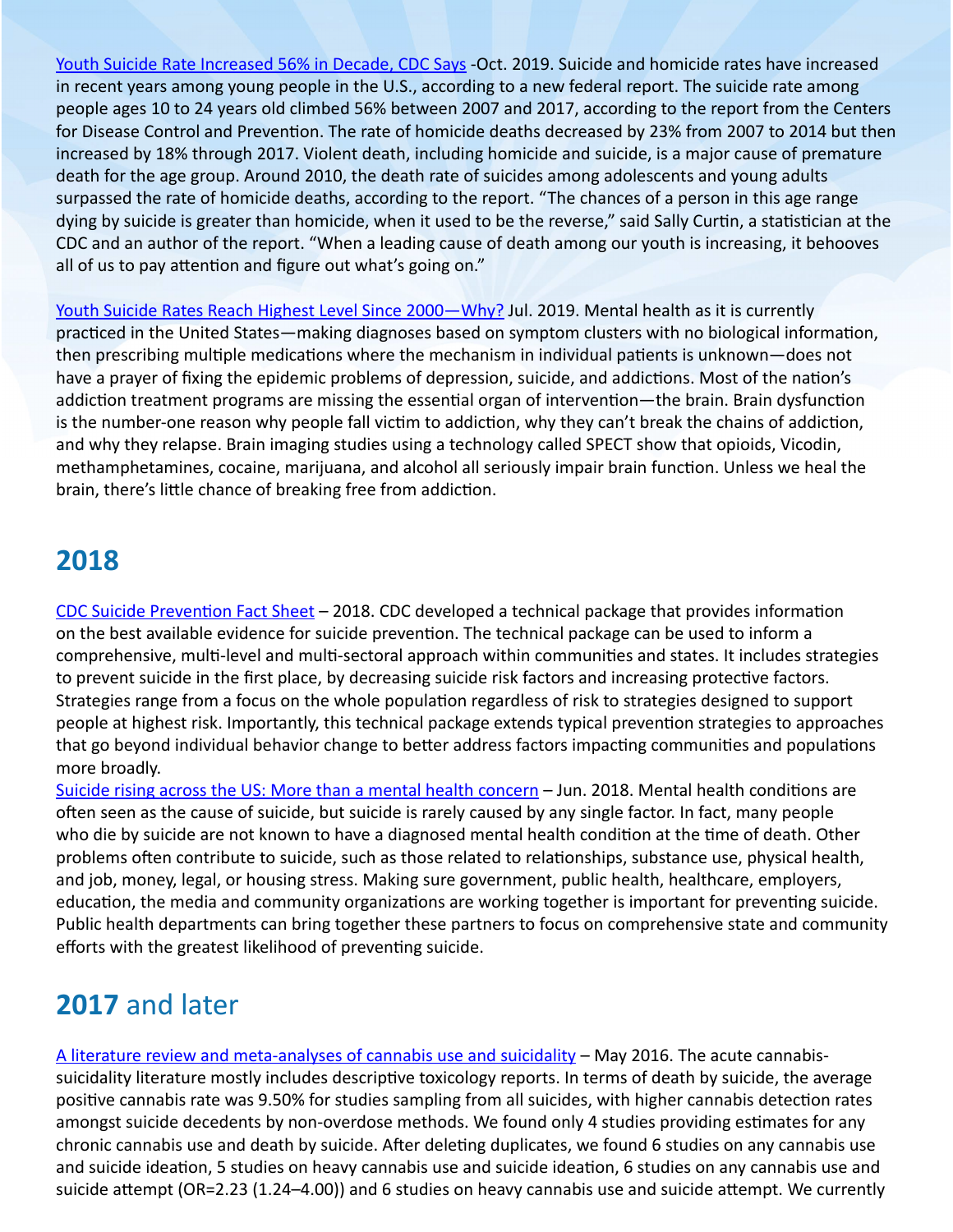[Youth Suicide Rate Increased 56% in Decade, CDC Says](#) -Oct. 2019. Suicide and homicide rates have increased in recent years among young people in the U.S., according to a new federal report. The suicide rate among people ages 10 to 24 years old climbed 56% between 2007 and 2017, according to the report from the Centers for Disease Control and Prevention. The rate of homicide deaths decreased by 23% from 2007 to 2014 but then increased by 18% through 2017. Violent death, including homicide and suicide, is a major cause of premature death for the age group. Around 2010, the death rate of suicides among adolescents and young adults surpassed the rate of homicide deaths, according to the report. "The chances of a person in this age range dying by suicide is greater than homicide, when it used to be the reverse," said Sally Curtin, a statistician at the CDC and an author of the report. "When a leading cause of death among our youth is increasing, it behooves all of us to pay attention and figure out what's going on."

[Youth Suicide Rates Reach Highest Level Since 2000—Why?](#) Jul. 2019. Mental health as it is currently practiced in the United States—making diagnoses based on symptom clusters with no biological information, then prescribing multiple medications where the mechanism in individual patients is unknown—does not have a prayer of fixing the epidemic problems of depression, suicide, and addictions. Most of the nation's addiction treatment programs are missing the essential organ of intervention—the brain. Brain dysfunction is the number-one reason why people fall victim to addiction, why they can't break the chains of addiction, and why they relapse. Brain imaging studies using a technology called SPECT show that opioids, Vicodin, methamphetamines, cocaine, marijuana, and alcohol all seriously impair brain function. Unless we heal the brain, there's little chance of breaking free from addiction.

## 2018

[CDC Suicide Prevention Fact Sheet](#) – 2018. CDC developed a technical package that provides information on the best available evidence for suicide prevention. The technical package can be used to inform a comprehensive, multi-level and multi-sectoral approach within communities and states. It includes strategies to prevent suicide in the first place, by decreasing suicide risk factors and increasing protective factors. Strategies range from a focus on the whole population regardless of risk to strategies designed to support people at highest risk. Importantly, this technical package extends typical prevention strategies to approaches that go beyond individual behavior change to better address factors impacting communities and populations more broadly.

[Suicide rising across the US: More than a mental health concern](#) – Jun. 2018. Mental health conditions are often seen as the cause of suicide, but suicide is rarely caused by any single factor. In fact, many people who die by suicide are not known to have a diagnosed mental health condition at the time of death. Other problems often contribute to suicide, such as those related to relationships, substance use, physical health, and job, money, legal, or housing stress. Making sure government, public health, healthcare, employers, education, the media and community organizations are working together is important for preventing suicide. Public health departments can bring together these partners to focus on comprehensive state and community efforts with the greatest likelihood of preventing suicide.

## **2017** and later

[A literature review and meta-analyses of cannabis use and suicidality](#) – May 2016. The acute cannabis-suicidality literature mostly includes descriptive toxicology reports. In terms of death by suicide, the average positive cannabis rate was 9.50% for studies sampling from all suicides, with higher cannabis detection rates amongst suicide decedents by non-overdose methods. We found only 4 studies providing estimates for any chronic cannabis use and death by suicide. After deleting duplicates, we found 6 studies on any cannabis use and suicide ideation, 5 studies on heavy cannabis use and suicide ideation, 6 studies on any cannabis use and suicide attempt (OR=2.23 (1.24–4.00)) and 6 studies on heavy cannabis use and suicide attempt. We currently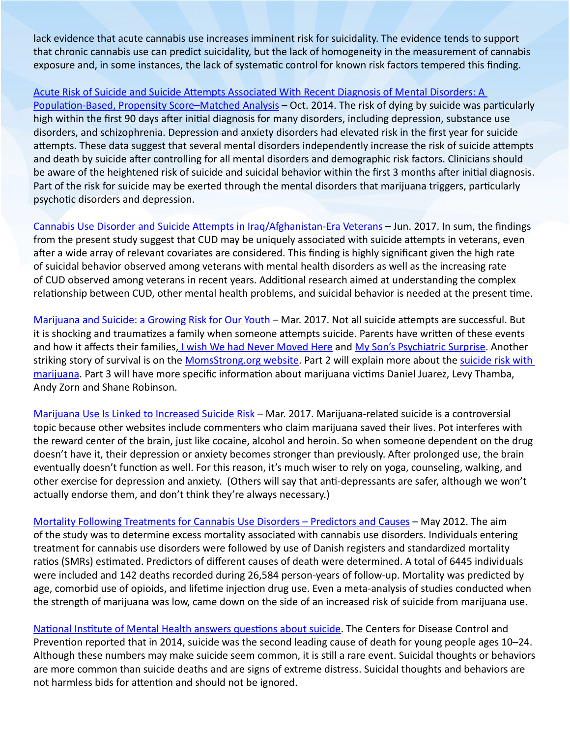lack evidence that acute cannabis use increases imminent risk for suicidality. The evidence tends to support that chronic cannabis use can predict suicidality, but the lack of homogeneity in the measurement of cannabis exposure and, in some instances, the lack of systematic control for known risk factors tempered this finding.

Acute Risk of Suicide and Suicide Attempts Associated With Recent Diagnosis of Mental Disorders: A Population-Based, Propensity Score–Matched Analysis – Oct. 2014. The risk of dying by suicide was particularly high within the first 90 days after initial diagnosis for many disorders, including depression, substance use disorders, and schizophrenia. Depression and anxiety disorders had elevated risk in the first year for suicide attempts. These data suggest that several mental disorders independently increase the risk of suicide attempts and death by suicide after controlling for all mental disorders and demographic risk factors. Clinicians should be aware of the heightened risk of suicide and suicidal behavior within the first 3 months after initial diagnosis. Part of the risk for suicide may be exerted through the mental disorders that marijuana triggers, particularly psychotic disorders and depression.

Cannabis Use Disorder and Suicide Attempts in Iraq/Afghanistan-Era Veterans – Jun. 2017. In sum, the findings from the present study suggest that CUD may be uniquely associated with suicide attempts in veterans, even after a wide array of relevant covariates are considered. This finding is highly significant given the high rate of suicidal behavior observed among veterans with mental health disorders as well as the increasing rate of CUD observed among veterans in recent years. Additional research aimed at understanding the complex relationship between CUD, other mental health problems, and suicidal behavior is needed at the present time.

Marijuana and Suicide: a Growing Risk for Our Youth – Mar. 2017. Not all suicide attempts are successful. But it is shocking and traumatizes a family when someone attempts suicide. Parents have written of these events and how it affects their families, I wish We had Never Moved Here and My Son's Psychiatric Surprise. Another striking story of survival is on the MomsStrong.org website. Part 2 will explain more about the suicide risk with marijuana. Part 3 will have more specific information about marijuana victims Daniel Juarez, Levy Thamba, Andy Zorn and Shane Robinson.

Marijuana Use Is Linked to Increased Suicide Risk – Mar. 2017. Marijuana-related suicide is a controversial topic because other websites include commenters who claim marijuana saved their lives. Pot interferes with the reward center of the brain, just like cocaine, alcohol and heroin. So when someone dependent on the drug doesn't have it, their depression or anxiety becomes stronger than previously. After prolonged use, the brain eventually doesn't function as well. For this reason, it's much wiser to rely on yoga, counseling, walking, and other exercise for depression and anxiety. (Others will say that anti-depressants are safer, although we won't actually endorse them, and don't think they're always necessary.)

Mortality Following Treatments for Cannabis Use Disorders – Predictors and Causes – May 2012. The aim of the study was to determine excess mortality associated with cannabis use disorders. Individuals entering treatment for cannabis use disorders were followed by use of Danish registers and standardized mortality ratios (SMRs) estimated. Predictors of different causes of death were determined. A total of 6445 individuals were included and 142 deaths recorded during 26,584 person-years of follow-up. Mortality was predicted by age, comorbid use of opioids, and lifetime injection drug use. Even a meta-analysis of studies conducted when the strength of marijuana was low, came down on the side of an increased risk of suicide from marijuana use.

National Institute of Mental Health answers questions about suicide. The Centers for Disease Control and Prevention reported that in 2014, suicide was the second leading cause of death for young people ages 10–24. Although these numbers may make suicide seem common, it is still a rare event. Suicidal thoughts or behaviors are more common than suicide deaths and are signs of extreme distress. Suicidal thoughts and behaviors are not harmless bids for attention and should not be ignored.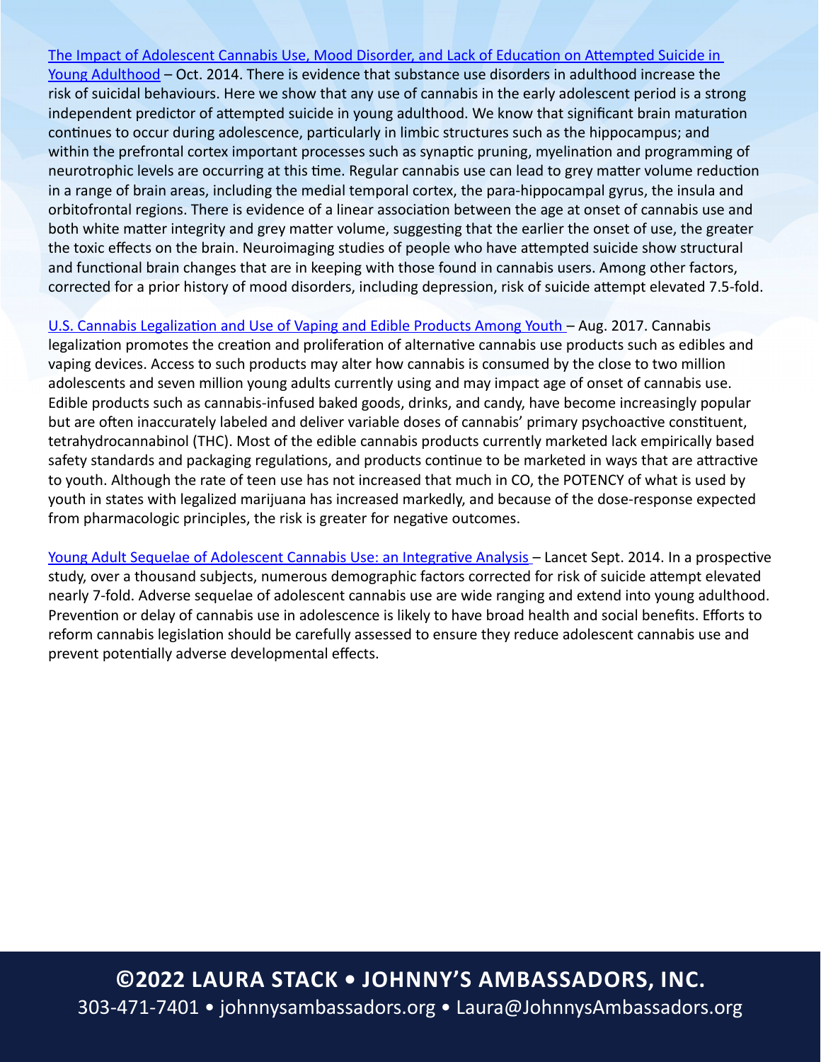[The Impact of Adolescent Cannabis Use, Mood Disorder, and Lack of Education on Attempted Suicide in Young Adulthood] – Oct. 2014. There is evidence that substance use disorders in adulthood increase the risk of suicidal behaviours. Here we show that any use of cannabis in the early adolescent period is a strong independent predictor of attempted suicide in young adulthood. We know that significant brain maturation continues to occur during adolescence, particularly in limbic structures such as the hippocampus; and within the prefrontal cortex important processes such as synaptic pruning, myelination and programming of neurotrophic levels are occurring at this time. Regular cannabis use can lead to grey matter volume reduction in a range of brain areas, including the medial temporal cortex, the para-hippocampal gyrus, the insula and orbitofrontal regions. There is evidence of a linear association between the age at onset of cannabis use and both white matter integrity and grey matter volume, suggesting that the earlier the onset of use, the greater the toxic effects on the brain. Neuroimaging studies of people who have attempted suicide show structural and functional brain changes that are in keeping with those found in cannabis users. Among other factors, corrected for a prior history of mood disorders, including depression, risk of suicide attempt elevated 7.5-fold.

[U.S. Cannabis Legalization and Use of Vaping and Edible Products Among Youth] – Aug. 2017. Cannabis legalization promotes the creation and proliferation of alternative cannabis use products such as edibles and vaping devices. Access to such products may alter how cannabis is consumed by the close to two million adolescents and seven million young adults currently using and may impact age of onset of cannabis use. Edible products such as cannabis-infused baked goods, drinks, and candy, have become increasingly popular but are often inaccurately labeled and deliver variable doses of cannabis' primary psychoactive constituent, tetrahydrocannabinol (THC). Most of the edible cannabis products currently marketed lack empirically based safety standards and packaging regulations, and products continue to be marketed in ways that are attractive to youth. Although the rate of teen use has not increased that much in CO, the POTENCY of what is used by youth in states with legalized marijuana has increased markedly, and because of the dose-response expected from pharmacologic principles, the risk is greater for negative outcomes.

[Young Adult Sequelae of Adolescent Cannabis Use: an Integrative Analysis] – Lancet Sept. 2014. In a prospective study, over a thousand subjects, numerous demographic factors corrected for risk of suicide attempt elevated nearly 7-fold. Adverse sequelae of adolescent cannabis use are wide ranging and extend into young adulthood. Prevention or delay of cannabis use in adolescence is likely to have broad health and social benefits. Efforts to reform cannabis legislation should be carefully assessed to ensure they reduce adolescent cannabis use and prevent potentially adverse developmental effects.

**©2022 LAURA STACK • JOHNNY'S AMBASSADORS, INC.**

303-471-7401 • johnnysambassadors.org • Laura@JohnnysAmbassadors.org